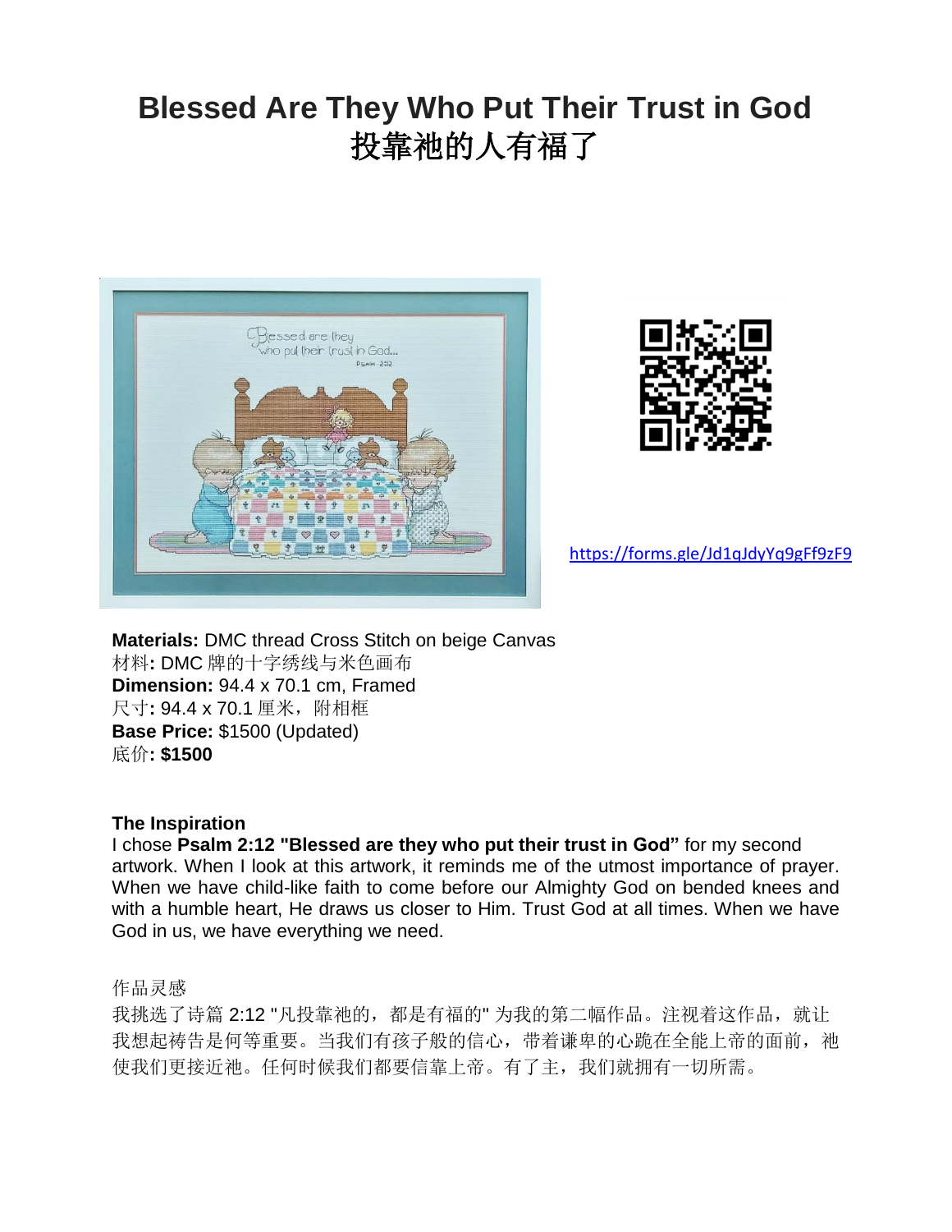# Blessed Are They Who Put Their Trust in God
# 投靠祂的人有福了

https://forms.gle/Jd1qJdyYq9gFf9zF9

**Materials:** DMC thread Cross Stitch on beige Canvas
材料**:** DMC 牌的十字绣线与米色画布
**Dimension:** 94.4 x 70.1 cm, Framed
尺寸**:** 94.4 x 70.1 厘米，附相框
**Base Price:** $1500 (Updated)
底价**: $1500**

**The Inspiration**
I chose **Psalm 2:12 "Blessed are they who put their trust in God"** for my second artwork. When I look at this artwork, it reminds me of the utmost importance of prayer. When we have child-like faith to come before our Almighty God on bended knees and with a humble heart, He draws us closer to Him. Trust God at all times. When we have God in us, we have everything we need.

作品灵感
我挑选了诗篇 2:12 "凡投靠祂的，都是有福的" 为我的第二幅作品。注视着这作品，就让我想起祷告是何等重要。当我们有孩子般的信心，带着谦卑的心跪在全能上帝的面前，祂使我们更接近祂。任何时候我们都要信靠上帝。有了主，我们就拥有一切所需。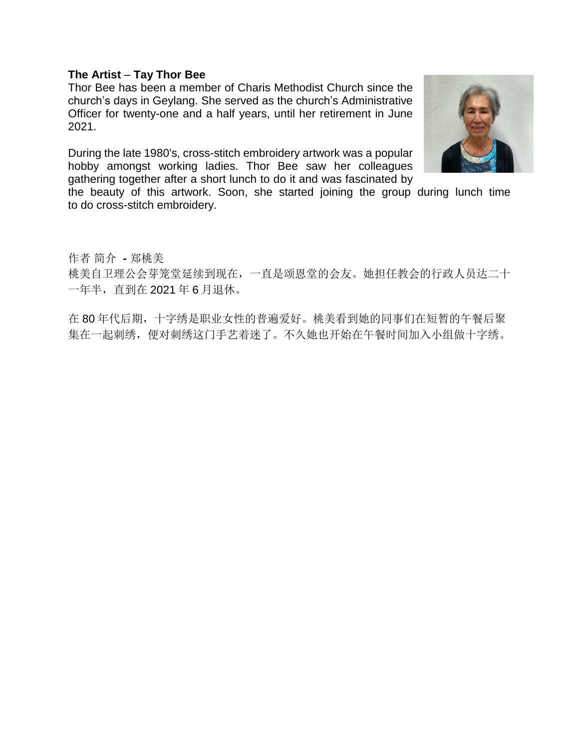**The Artist** – **Tay Thor Bee**

Thor Bee has been a member of Charis Methodist Church since the church's days in Geylang. She served as the church's Administrative Officer for twenty-one and a half years, until her retirement in June 2021.

During the late 1980's, cross-stitch embroidery artwork was a popular hobby amongst working ladies. Thor Bee saw her colleagues gathering together after a short lunch to do it and was fascinated by the beauty of this artwork. Soon, she started joining the group during lunch time to do cross-stitch embroidery.

作者 简介 **-** 郑桃美

桃美自卫理公会芽笼堂延续到现在，一直是颂恩堂的会友。她担任教会的行政人员达二十一年半，直到在 2021 年 6 月退休。

在 80 年代后期，十字绣是职业女性的普遍爱好。桃美看到她的同事们在短暂的午餐后聚集在一起刺绣，便对刺绣这门手艺着迷了。不久她也开始在午餐时间加入小组做十字绣。